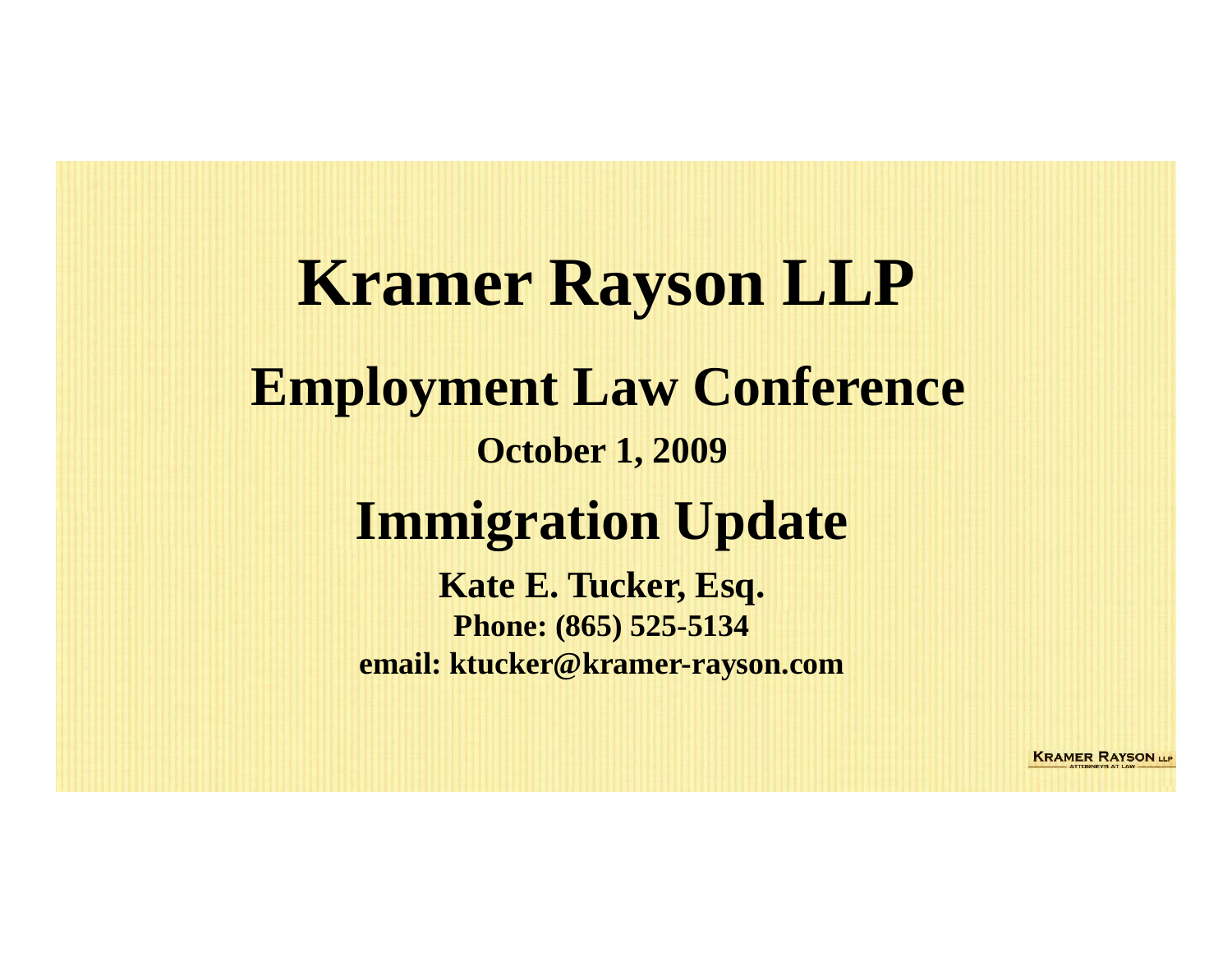# Kramer Rayson LLP

## Employment Law Conference

**October 1, 2009**

## Immigration Update

**Kate E. Tucker, Esq.**

**Phone: (865) 525-5134**

**email: ktucker@kramer-rayson.com**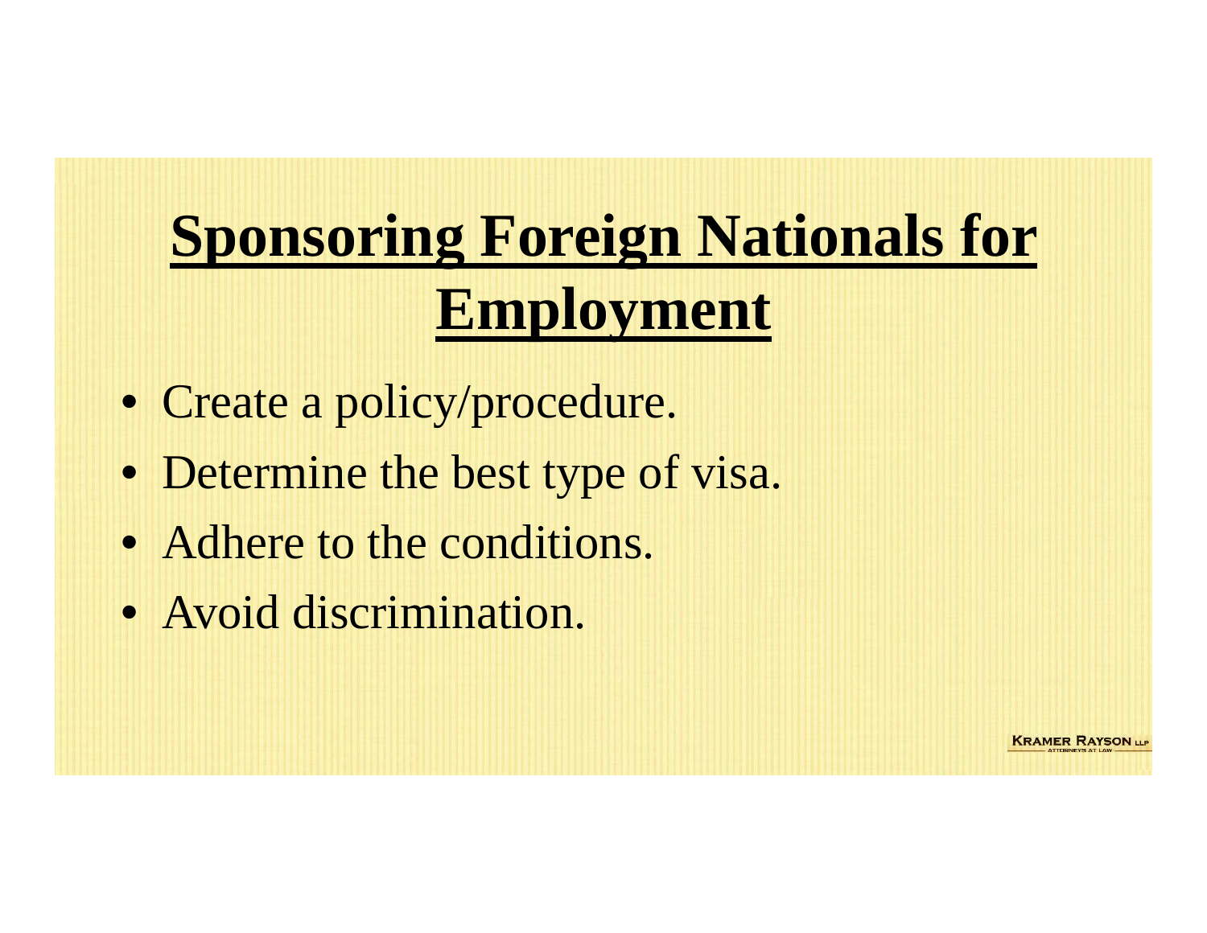# Sponsoring Foreign Nationals for Employment

- Create a policy/procedure.
- Determine the best type of visa.
- Adhere to the conditions.
- Avoid discrimination.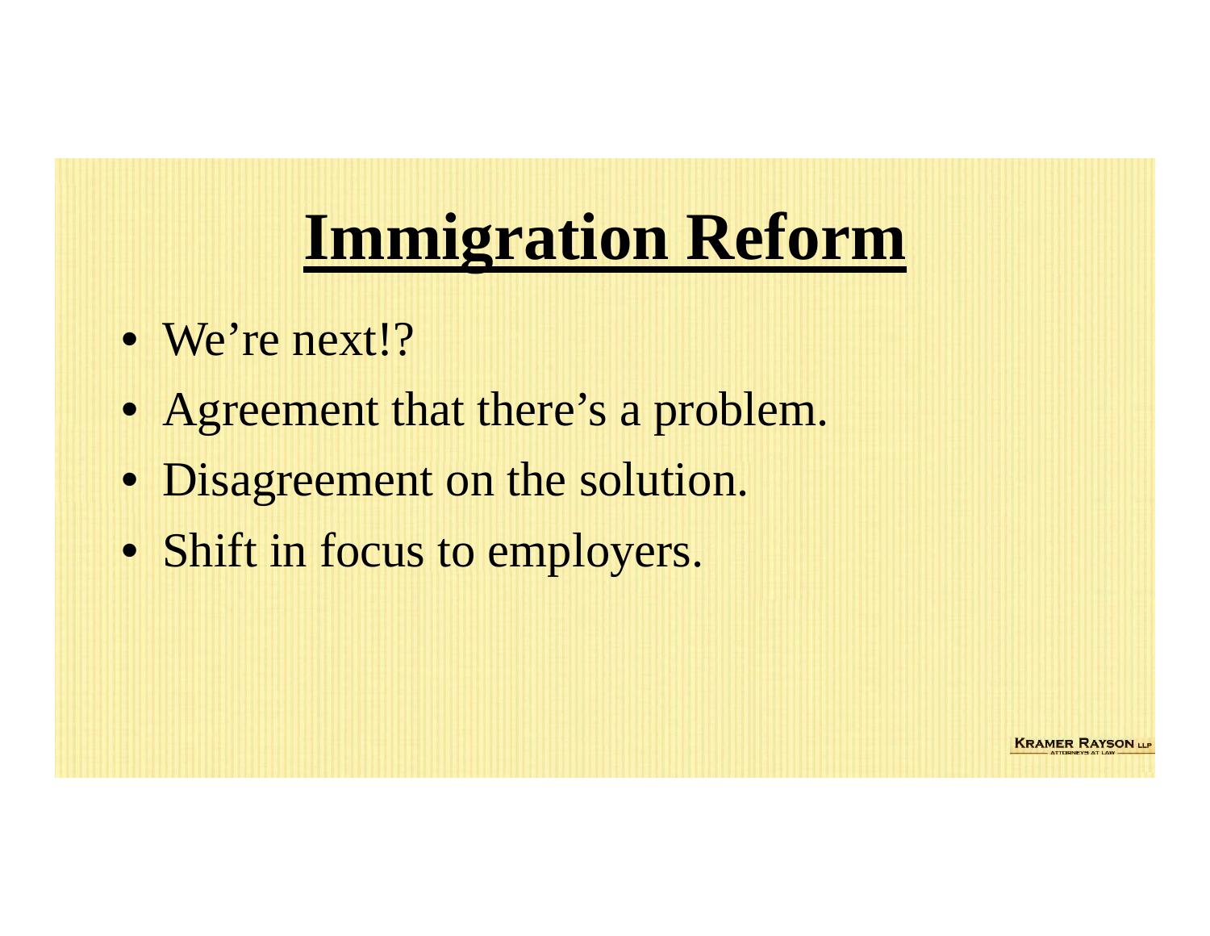# Immigration Reform

- We're next!?
- Agreement that there's a problem.
- Disagreement on the solution.
- Shift in focus to employers.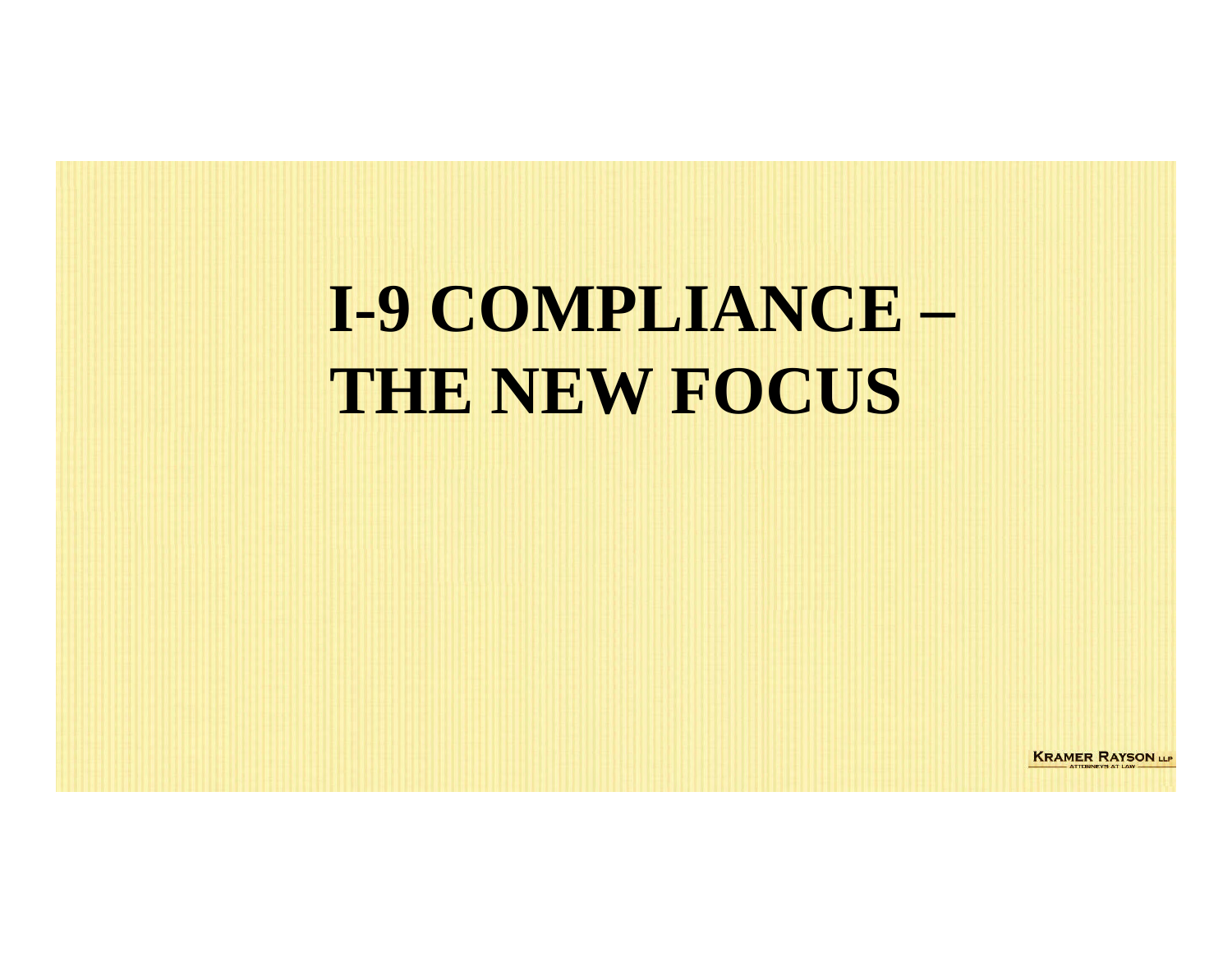# I-9 COMPLIANCE – THE NEW FOCUS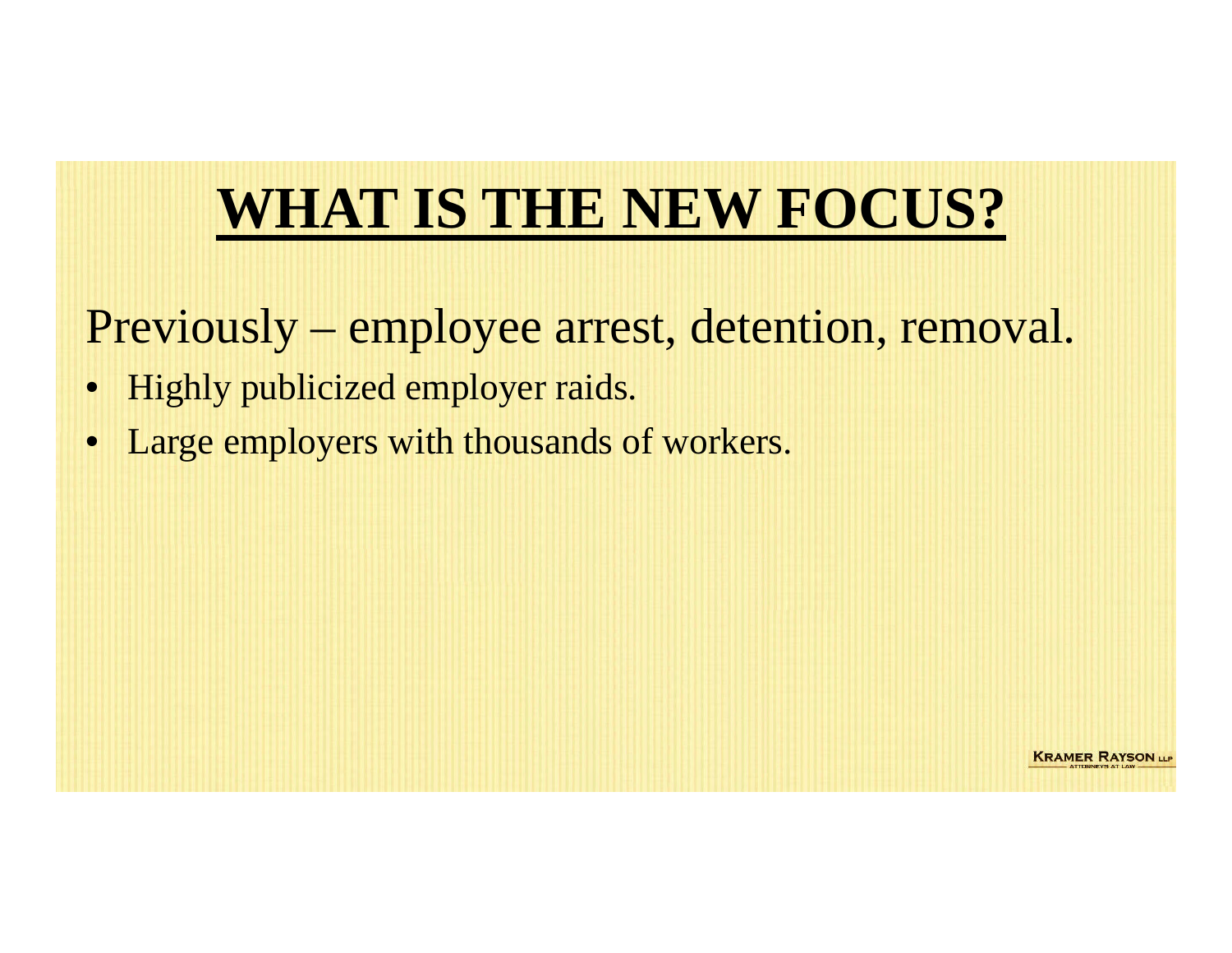# WHAT IS THE NEW FOCUS?

Previously – employee arrest, detention, removal.

- Highly publicized employer raids.
- Large employers with thousands of workers.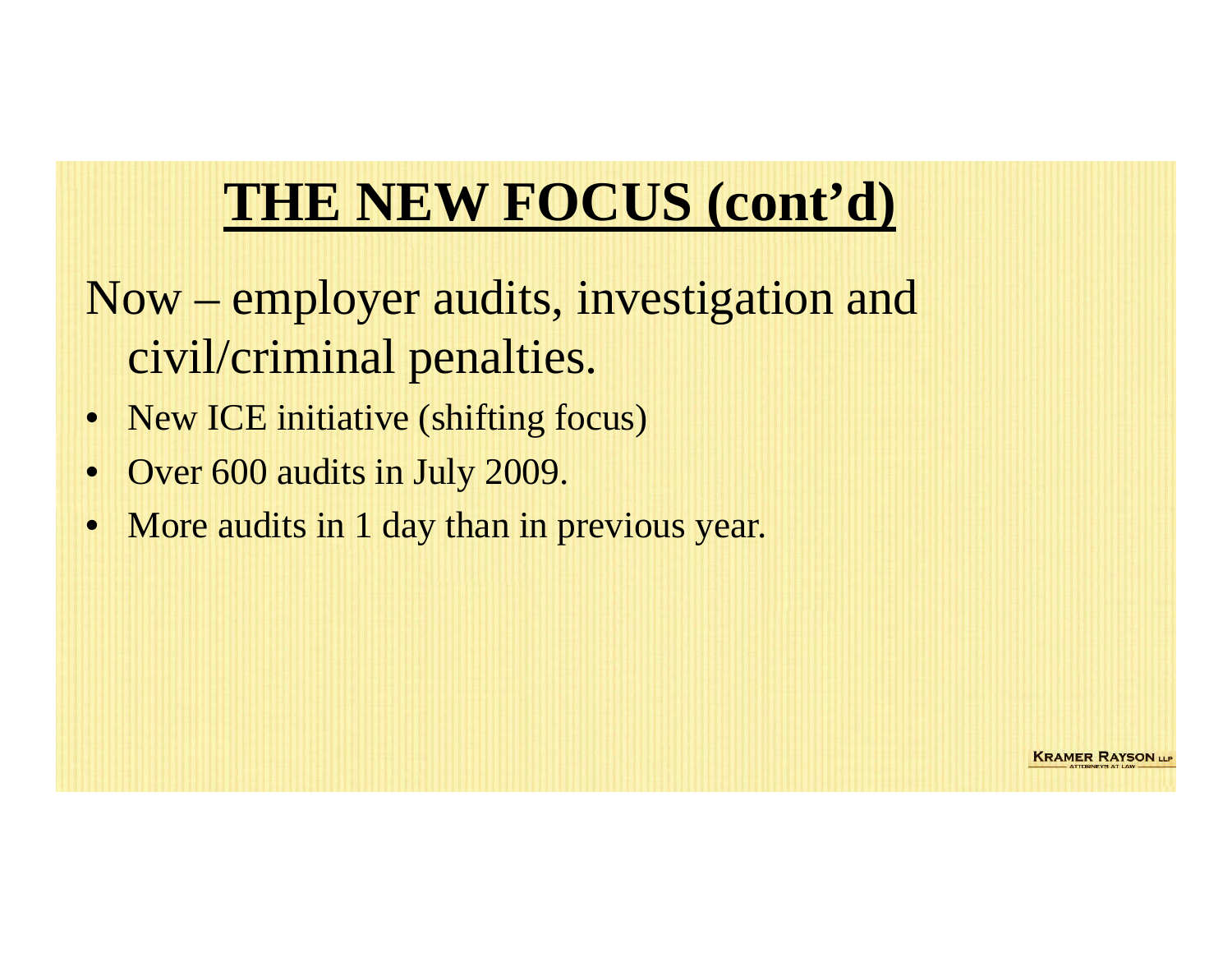# THE NEW FOCUS (cont'd)

Now – employer audits, investigation and civil/criminal penalties.

- New ICE initiative (shifting focus)
- Over 600 audits in July 2009.
- More audits in 1 day than in previous year.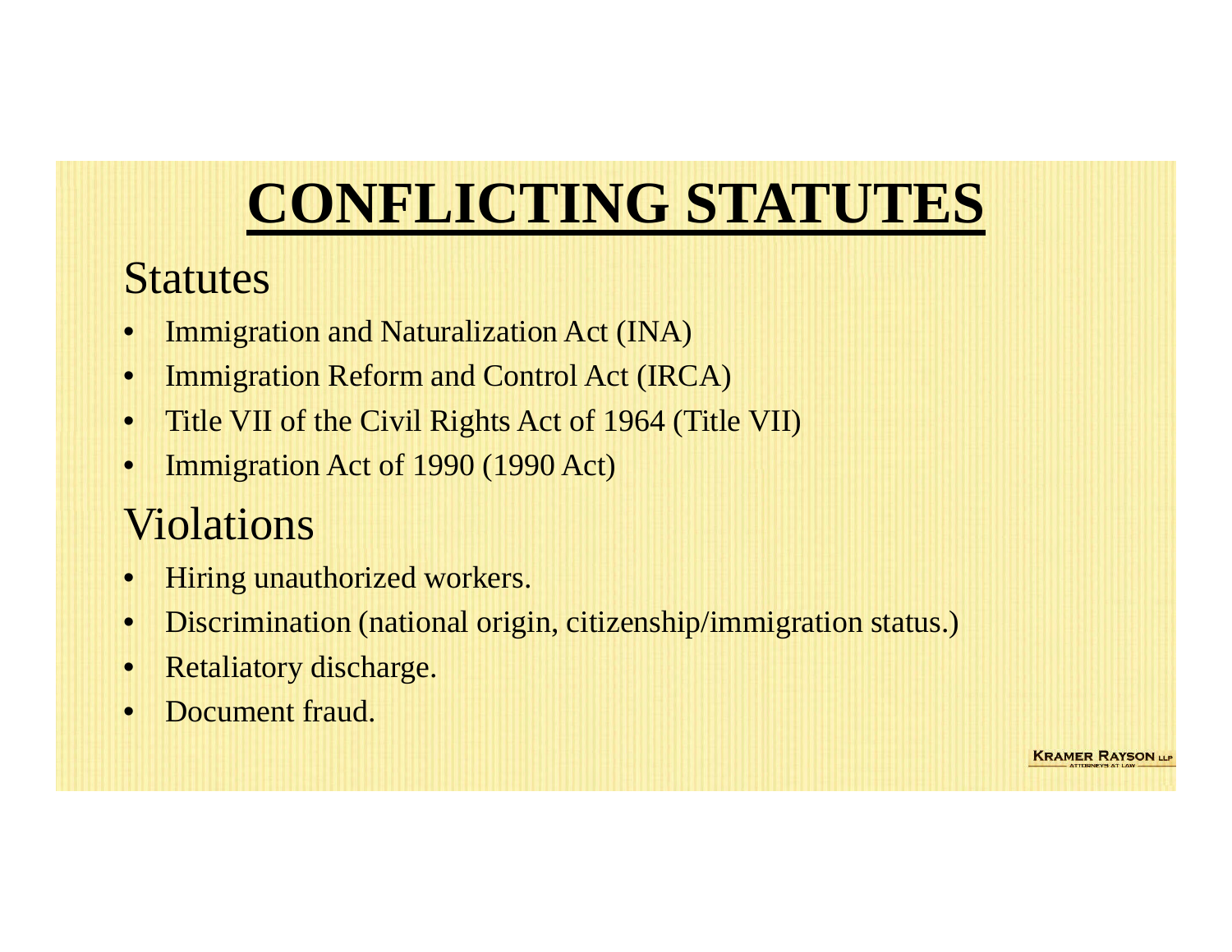# CONFLICTING STATUTES

## Statutes

- Immigration and Naturalization Act (INA)
- Immigration Reform and Control Act (IRCA)
- Title VII of the Civil Rights Act of 1964 (Title VII)
- Immigration Act of 1990 (1990 Act)

## Violations

- Hiring unauthorized workers.
- Discrimination (national origin, citizenship/immigration status.)
- Retaliatory discharge.
- Document fraud.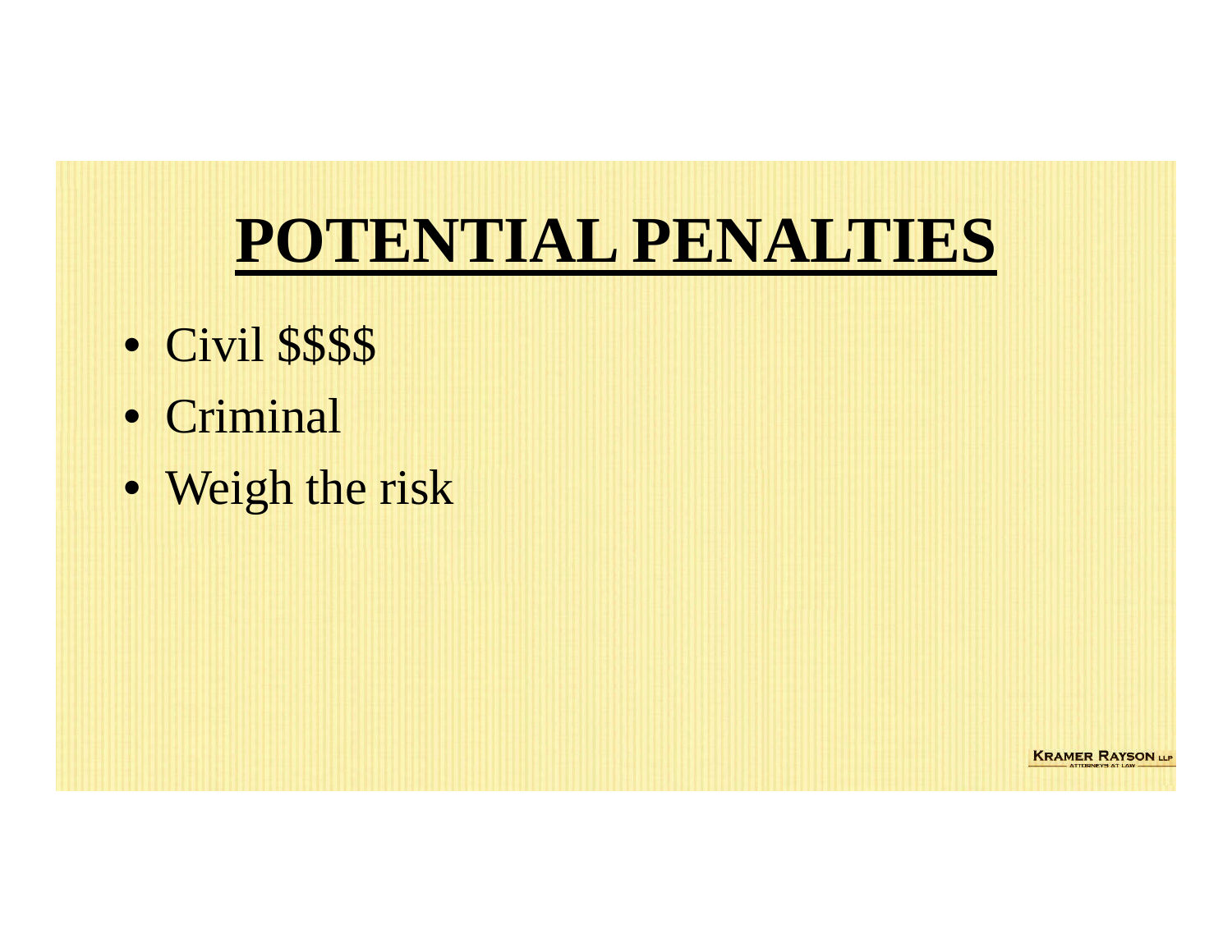# POTENTIAL PENALTIES

- Civil $$$$
- Criminal
- Weigh the risk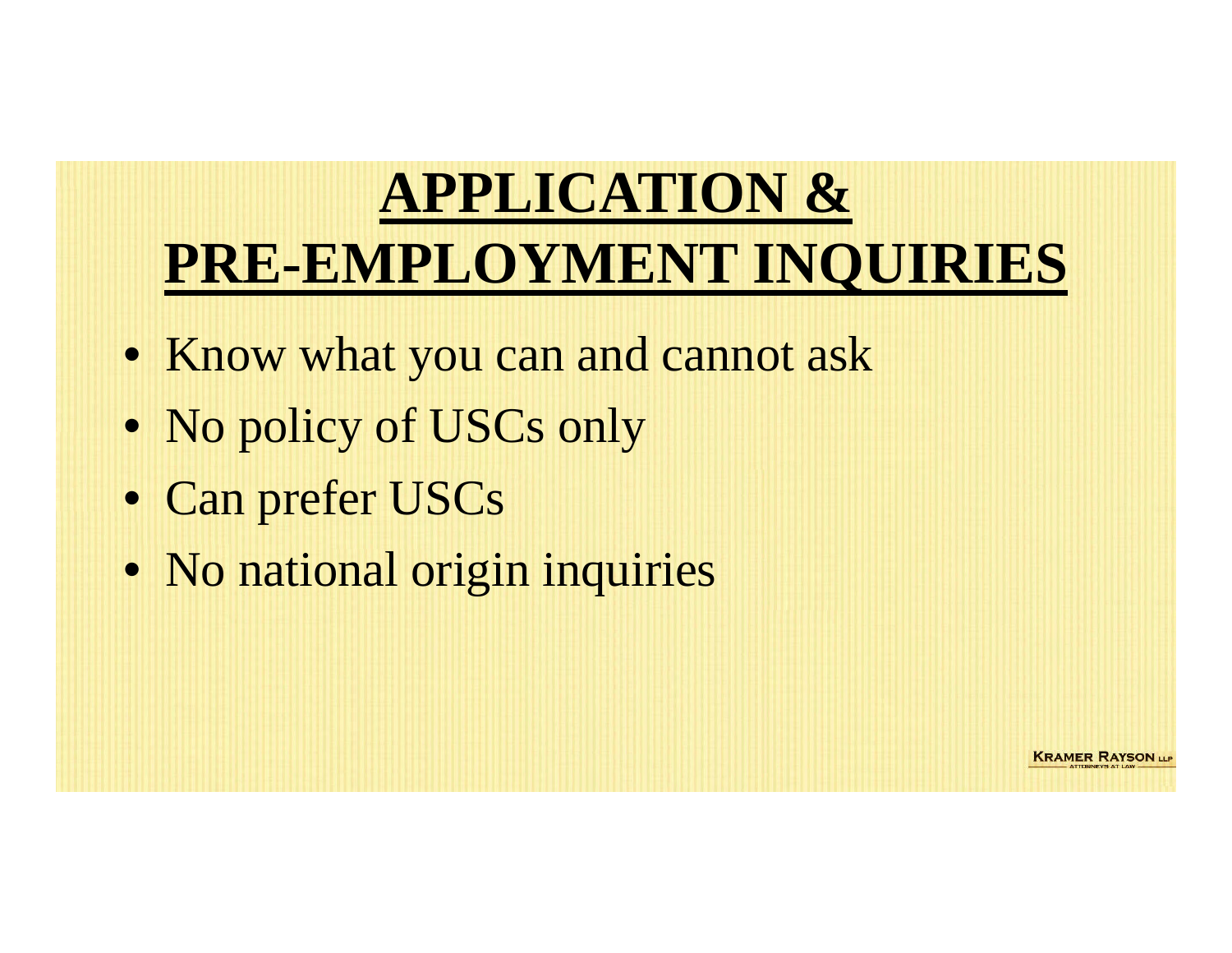# APPLICATION & PRE-EMPLOYMENT INQUIRIES

- Know what you can and cannot ask
- No policy of USCs only
- Can prefer USCs
- No national origin inquiries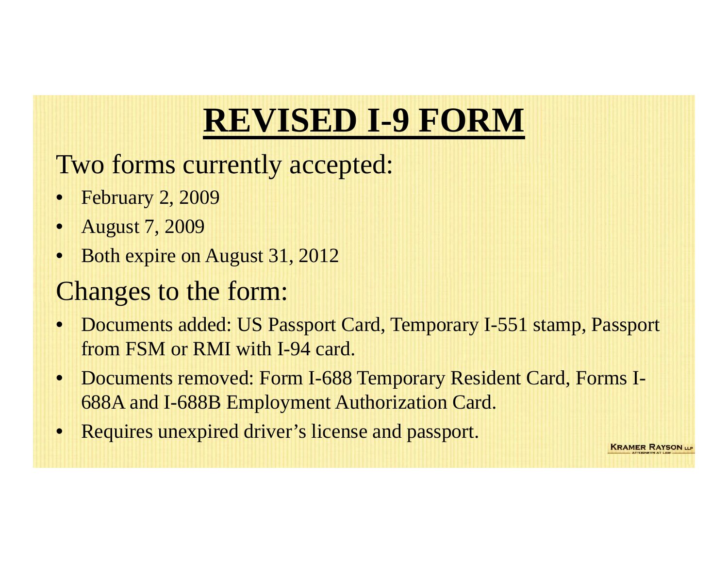# REVISED I-9 FORM

## Two forms currently accepted:

- February 2, 2009
- August 7, 2009
- Both expire on August 31, 2012

## Changes to the form:

- Documents added: US Passport Card, Temporary I-551 stamp, Passport from FSM or RMI with I-94 card.
- Documents removed: Form I-688 Temporary Resident Card, Forms I-688A and I-688B Employment Authorization Card.
- Requires unexpired driver's license and passport.

KRAMER RAYSON LLP
ATTORNEYS AT LAW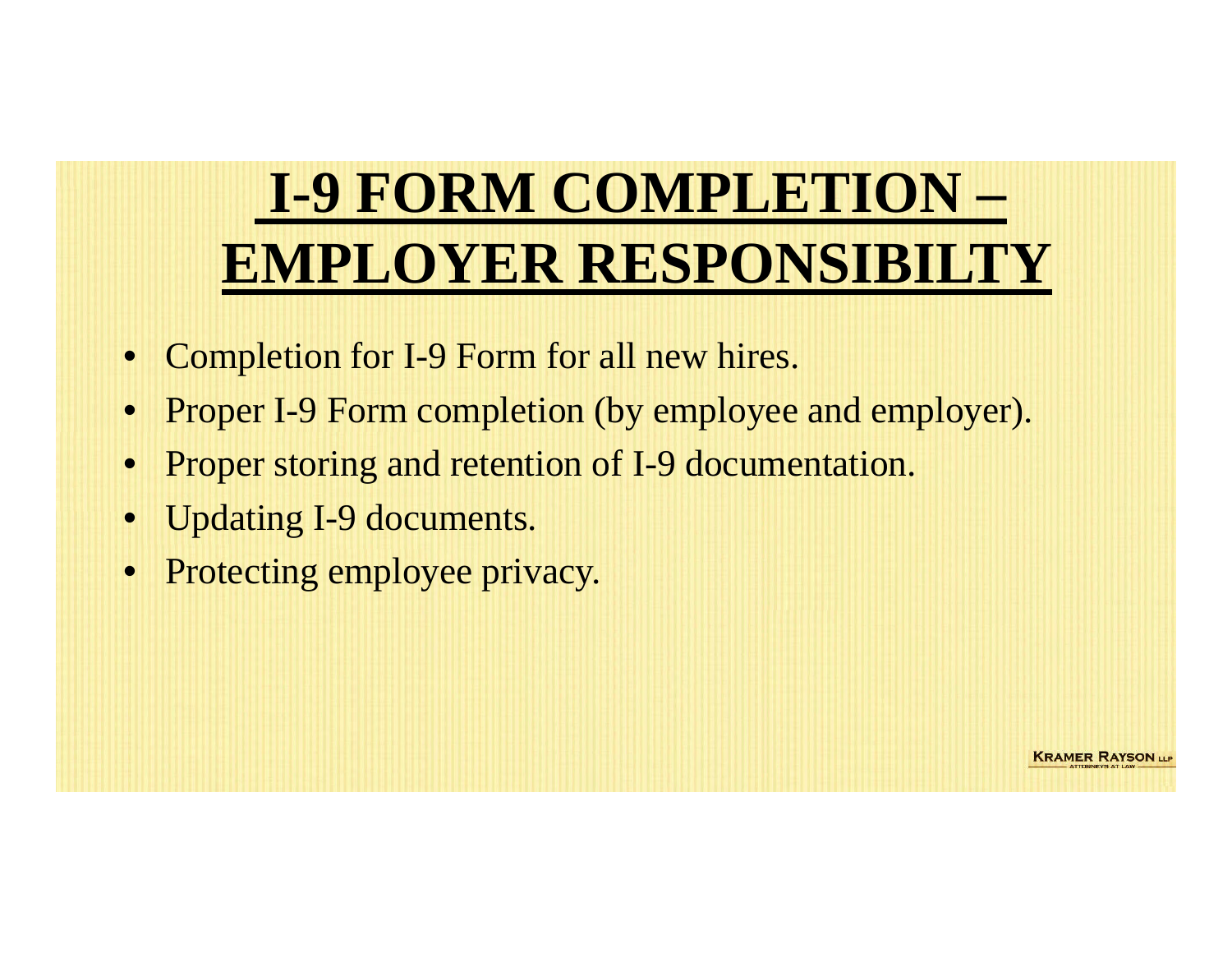# I-9 FORM COMPLETION – EMPLOYER RESPONSIBILTY

- Completion for I-9 Form for all new hires.
- Proper I-9 Form completion (by employee and employer).
- Proper storing and retention of I-9 documentation.
- Updating I-9 documents.
- Protecting employee privacy.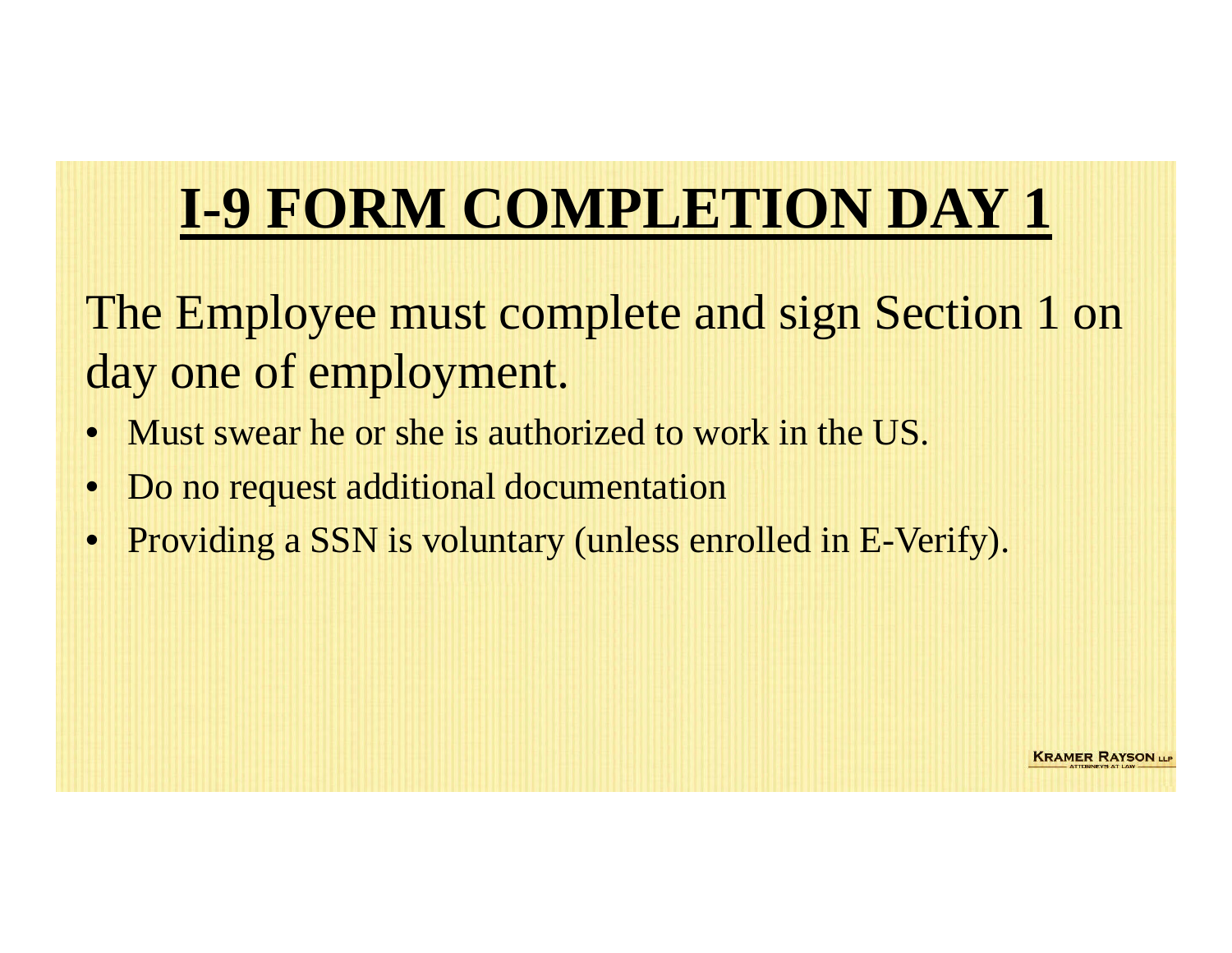# I-9 FORM COMPLETION DAY 1

The Employee must complete and sign Section 1 on day one of employment.

- Must swear he or she is authorized to work in the US.
- Do no request additional documentation
- Providing a SSN is voluntary (unless enrolled in E-Verify).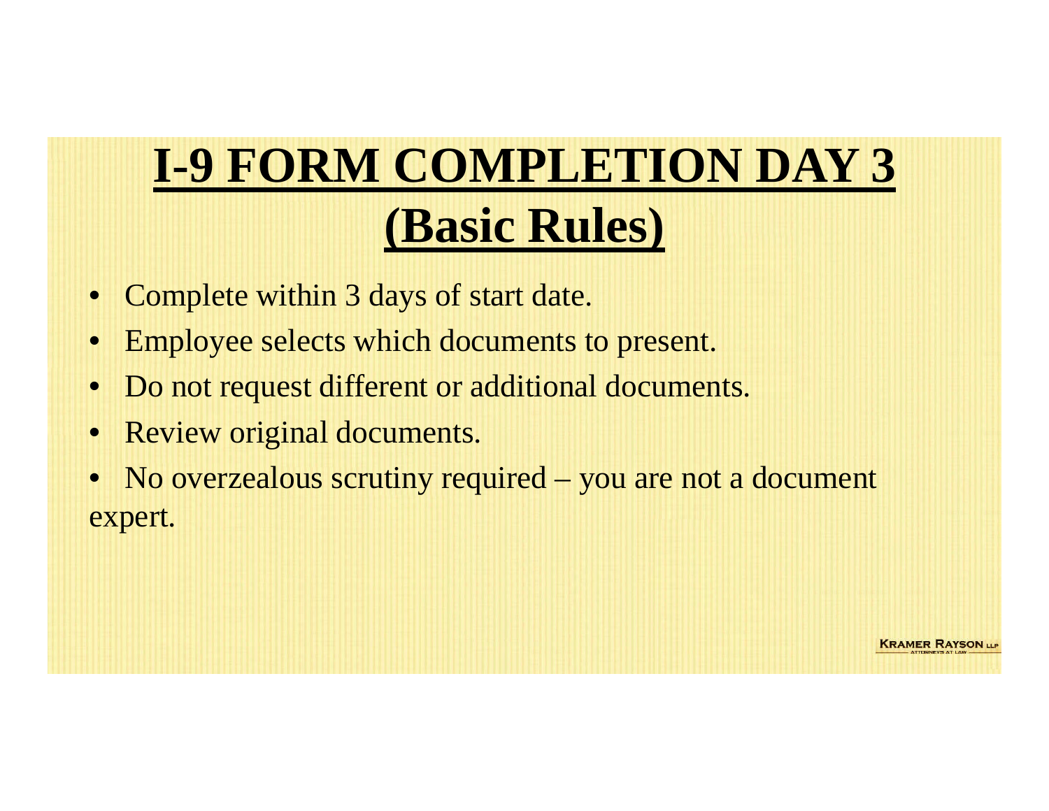# I-9 FORM COMPLETION DAY 3 (Basic Rules)

- Complete within 3 days of start date.
- Employee selects which documents to present.
- Do not request different or additional documents.
- Review original documents.
- No overzealous scrutiny required – you are not a document expert.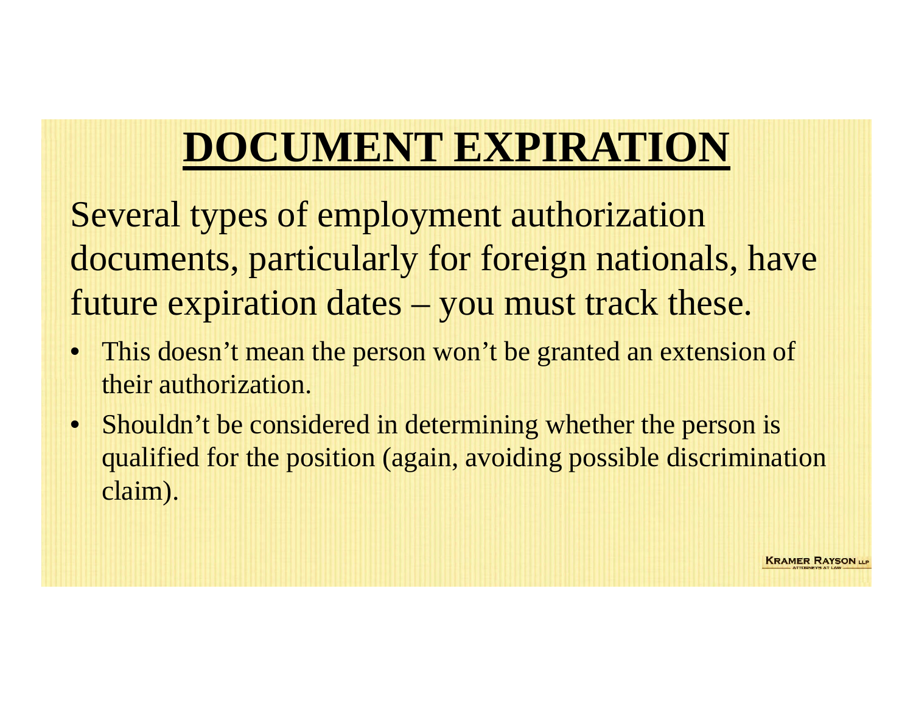# DOCUMENT EXPIRATION

Several types of employment authorization documents, particularly for foreign nationals, have future expiration dates – you must track these.

- This doesn't mean the person won't be granted an extension of their authorization.
- Shouldn't be considered in determining whether the person is qualified for the position (again, avoiding possible discrimination claim).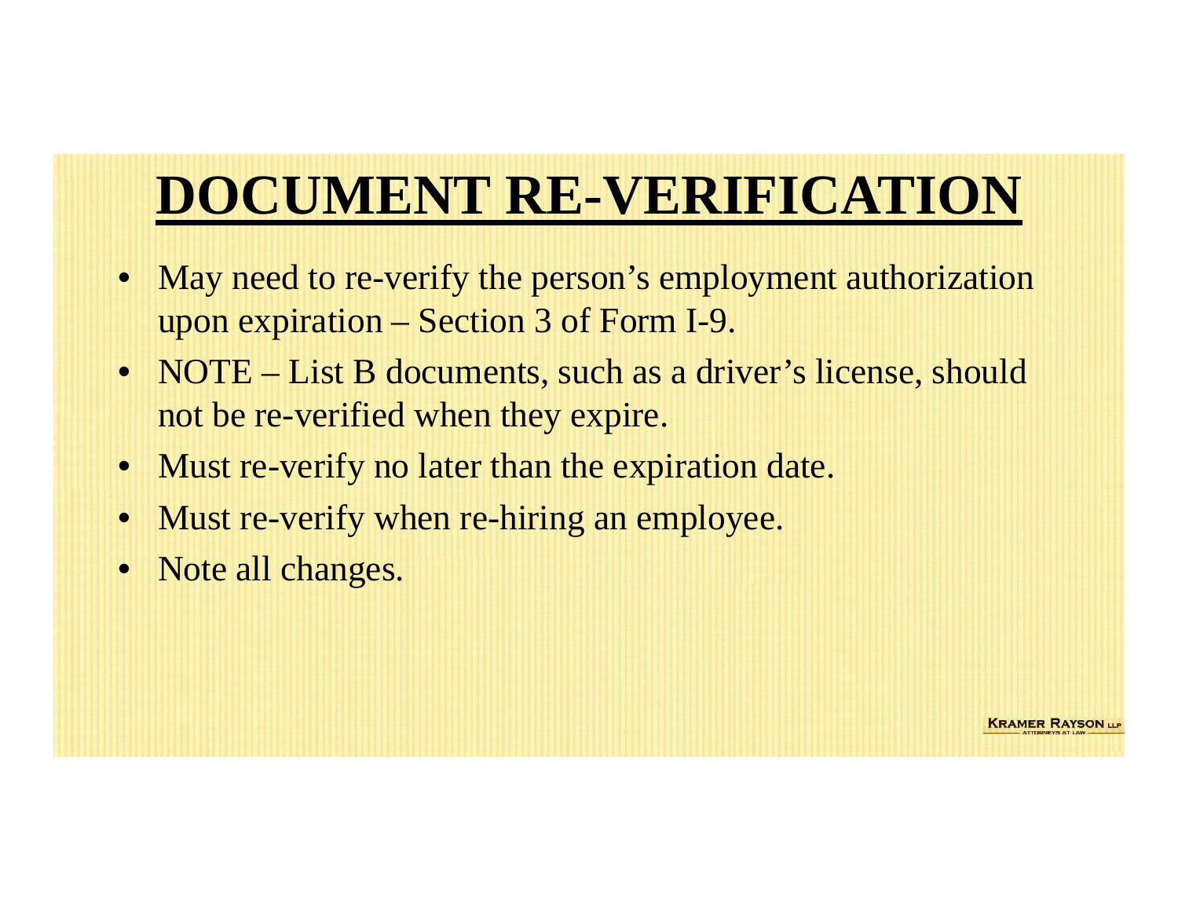# DOCUMENT RE-VERIFICATION

- May need to re-verify the person's employment authorization upon expiration – Section 3 of Form I-9.
- NOTE – List B documents, such as a driver's license, should not be re-verified when they expire.
- Must re-verify no later than the expiration date.
- Must re-verify when re-hiring an employee.
- Note all changes.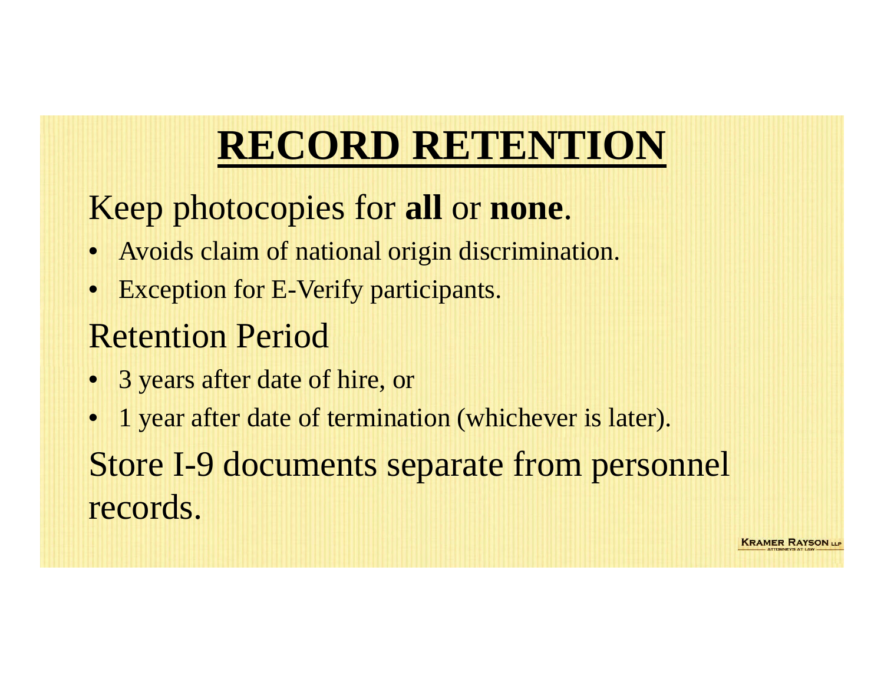# RECORD RETENTION

Keep photocopies for **all** or **none**.

- Avoids claim of national origin discrimination.
- Exception for E-Verify participants.

Retention Period

- 3 years after date of hire, or
- 1 year after date of termination (whichever is later).

Store I-9 documents separate from personnel records.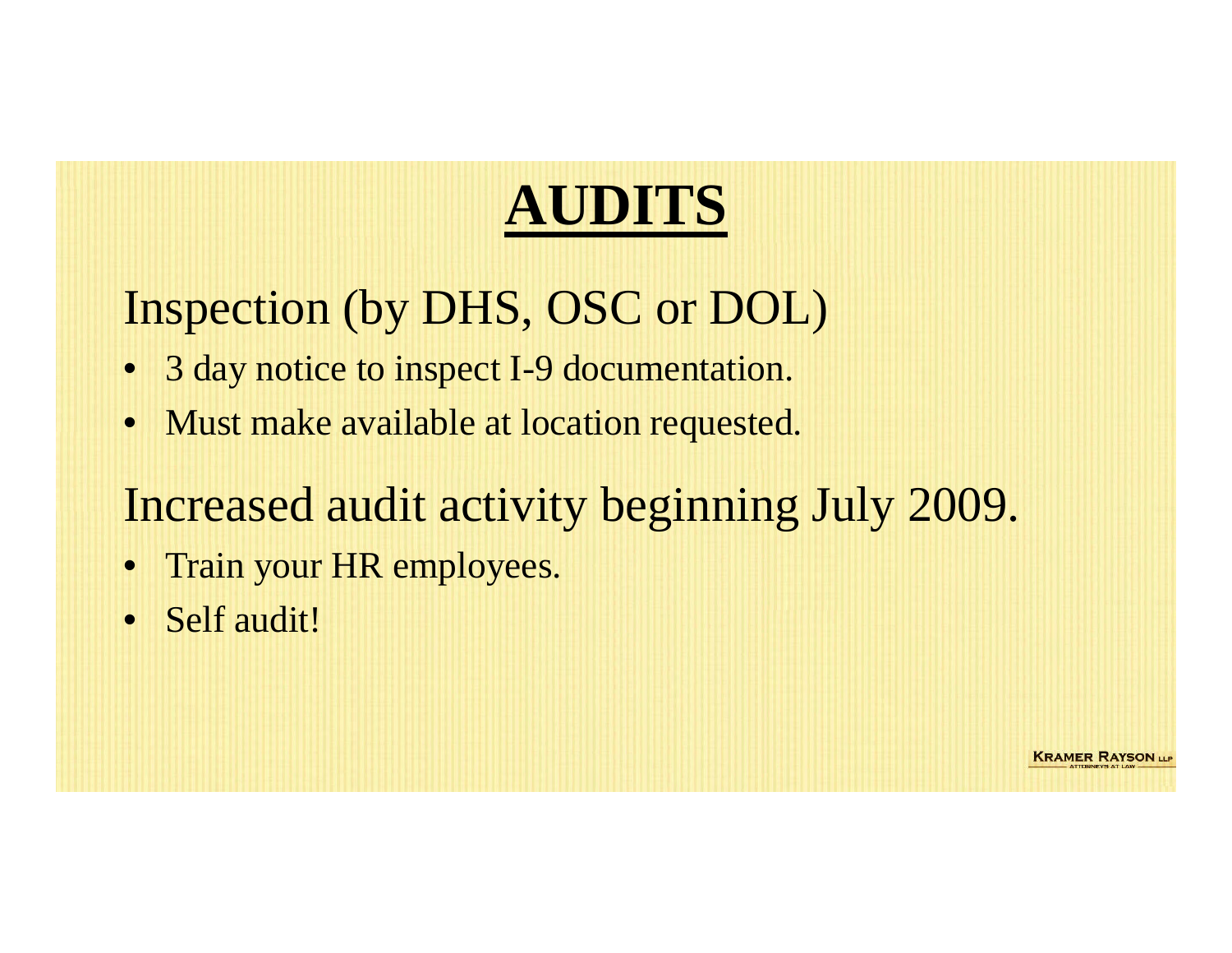# AUDITS

## Inspection (by DHS, OSC or DOL)

- 3 day notice to inspect I-9 documentation.
- Must make available at location requested.

## Increased audit activity beginning July 2009.

- Train your HR employees.
- Self audit!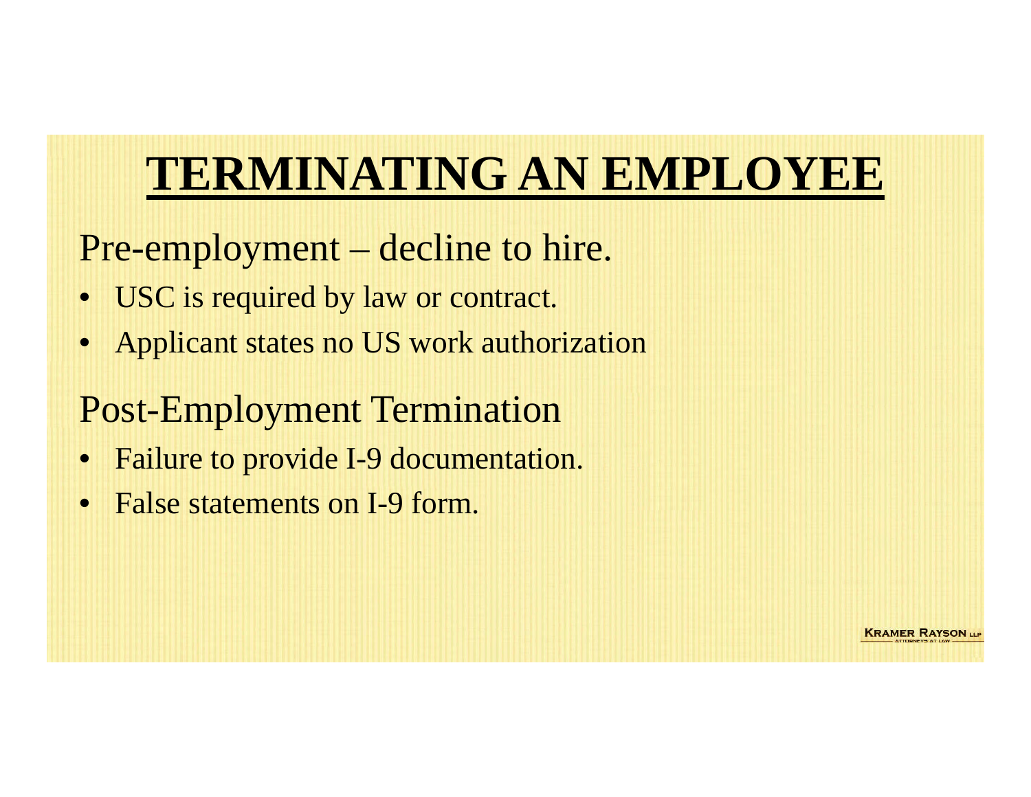# TERMINATING AN EMPLOYEE

Pre-employment – decline to hire.

- USC is required by law or contract.
- Applicant states no US work authorization

Post-Employment Termination

- Failure to provide I-9 documentation.
- False statements on I-9 form.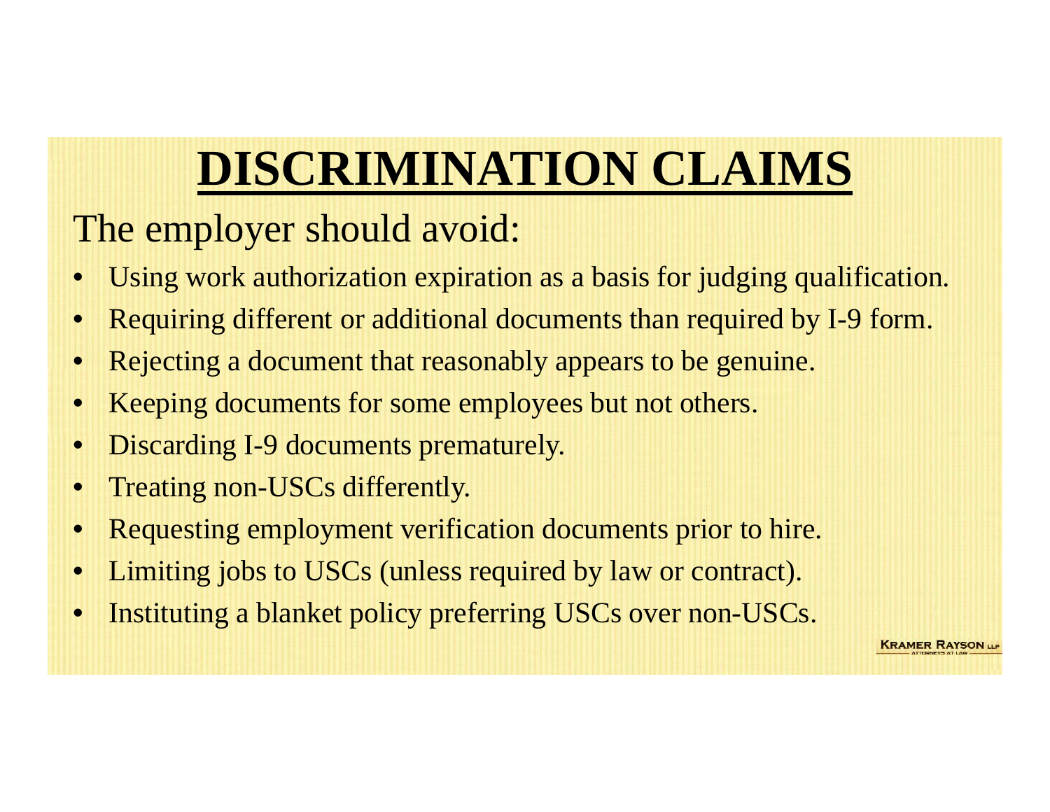# DISCRIMINATION CLAIMS

The employer should avoid:

- Using work authorization expiration as a basis for judging qualification.
- Requiring different or additional documents than required by I-9 form.
- Rejecting a document that reasonably appears to be genuine.
- Keeping documents for some employees but not others.
- Discarding I-9 documents prematurely.
- Treating non-USCs differently.
- Requesting employment verification documents prior to hire.
- Limiting jobs to USCs (unless required by law or contract).
- Instituting a blanket policy preferring USCs over non-USCs.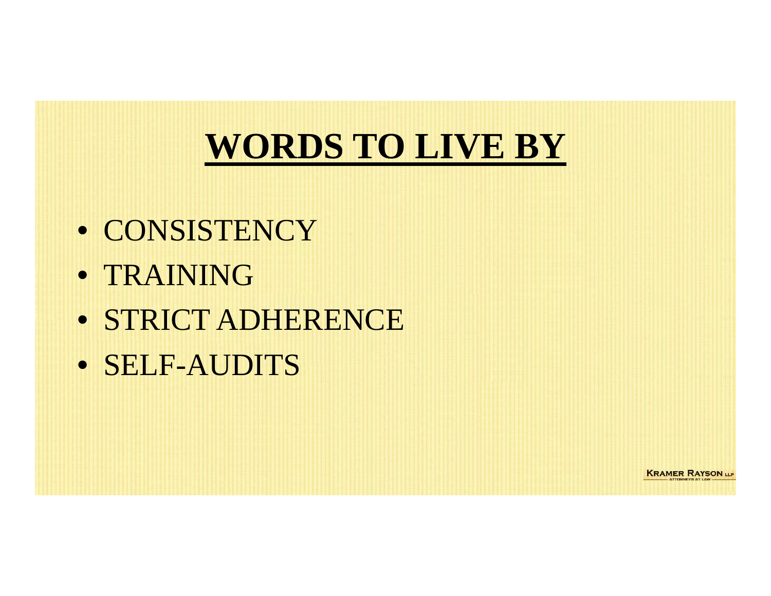# **WORDS TO LIVE BY**

- CONSISTENCY
- TRAINING
- STRICT ADHERENCE
- SELF-AUDITS